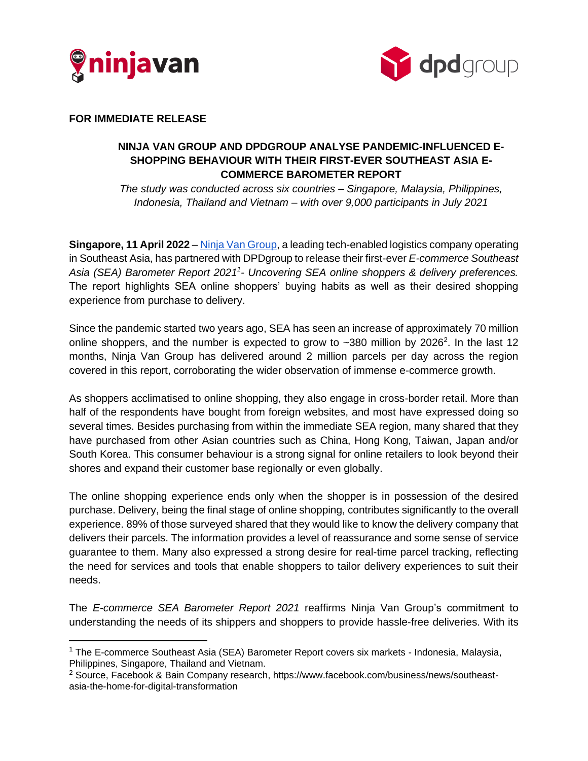**FOR IMMEDIATE RELEASE**

# NINJA VAN GROUP AND DPDGROUP ANALYSE PANDEMIC-INFLUENCED E-SHOPPING BEHAVIOUR WITH THEIR FIRST-EVER SOUTHEAST ASIA E-COMMERCE BAROMETER REPORT

*The study was conducted across six countries – Singapore, Malaysia, Philippines, Indonesia, Thailand and Vietnam – with over 9,000 participants in July 2021*

**Singapore, 11 April 2022** – [Ninja Van Group](), a leading tech-enabled logistics company operating in Southeast Asia, has partnered with DPDgroup to release their first-ever *E-commerce Southeast Asia (SEA) Barometer Report 2021*[1]*- Uncovering SEA online shoppers & delivery preferences.* The report highlights SEA online shoppers' buying habits as well as their desired shopping experience from purchase to delivery.

Since the pandemic started two years ago, SEA has seen an increase of approximately 70 million online shoppers, and the number is expected to grow to ~380 million by 2026[2]. In the last 12 months, Ninja Van Group has delivered around 2 million parcels per day across the region covered in this report, corroborating the wider observation of immense e-commerce growth.

As shoppers acclimatised to online shopping, they also engage in cross-border retail. More than half of the respondents have bought from foreign websites, and most have expressed doing so several times. Besides purchasing from within the immediate SEA region, many shared that they have purchased from other Asian countries such as China, Hong Kong, Taiwan, Japan and/or South Korea. This consumer behaviour is a strong signal for online retailers to look beyond their shores and expand their customer base regionally or even globally.

The online shopping experience ends only when the shopper is in possession of the desired purchase. Delivery, being the final stage of online shopping, contributes significantly to the overall experience. 89% of those surveyed shared that they would like to know the delivery company that delivers their parcels. The information provides a level of reassurance and some sense of service guarantee to them. Many also expressed a strong desire for real-time parcel tracking, reflecting the need for services and tools that enable shoppers to tailor delivery experiences to suit their needs.

The *E-commerce SEA Barometer Report 2021* reaffirms Ninja Van Group's commitment to understanding the needs of its shippers and shoppers to provide hassle-free deliveries. With its

---

[1] The E-commerce Southeast Asia (SEA) Barometer Report covers six markets - Indonesia, Malaysia, Philippines, Singapore, Thailand and Vietnam.

[2] Source, Facebook & Bain Company research, https://www.facebook.com/business/news/southeast-asia-the-home-for-digital-transformation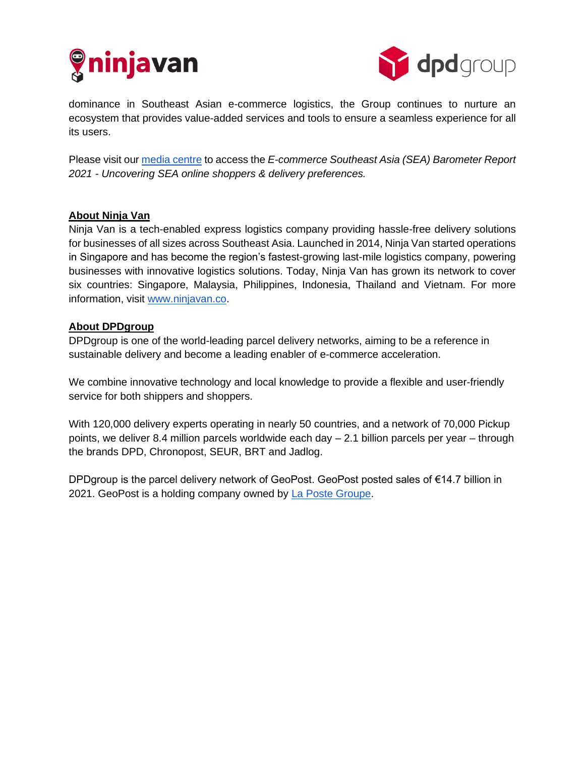dominance in Southeast Asian e-commerce logistics, the Group continues to nurture an ecosystem that provides value-added services and tools to ensure a seamless experience for all its users.

Please visit our [media centre]() to access the *E-commerce Southeast Asia (SEA) Barometer Report 2021 - Uncovering SEA online shoppers & delivery preferences.*

## About Ninja Van

Ninja Van is a tech-enabled express logistics company providing hassle-free delivery solutions for businesses of all sizes across Southeast Asia. Launched in 2014, Ninja Van started operations in Singapore and has become the region's fastest-growing last-mile logistics company, powering businesses with innovative logistics solutions. Today, Ninja Van has grown its network to cover six countries: Singapore, Malaysia, Philippines, Indonesia, Thailand and Vietnam. For more information, visit [www.ninjavan.co](http://www.ninjavan.co).

## About DPDgroup

DPDgroup is one of the world-leading parcel delivery networks, aiming to be a reference in sustainable delivery and become a leading enabler of e-commerce acceleration.

We combine innovative technology and local knowledge to provide a flexible and user-friendly service for both shippers and shoppers.

With 120,000 delivery experts operating in nearly 50 countries, and a network of 70,000 Pickup points, we deliver 8.4 million parcels worldwide each day – 2.1 billion parcels per year – through the brands DPD, Chronopost, SEUR, BRT and Jadlog.

DPDgroup is the parcel delivery network of GeoPost. GeoPost posted sales of €14.7 billion in 2021. GeoPost is a holding company owned by [La Poste Groupe]().